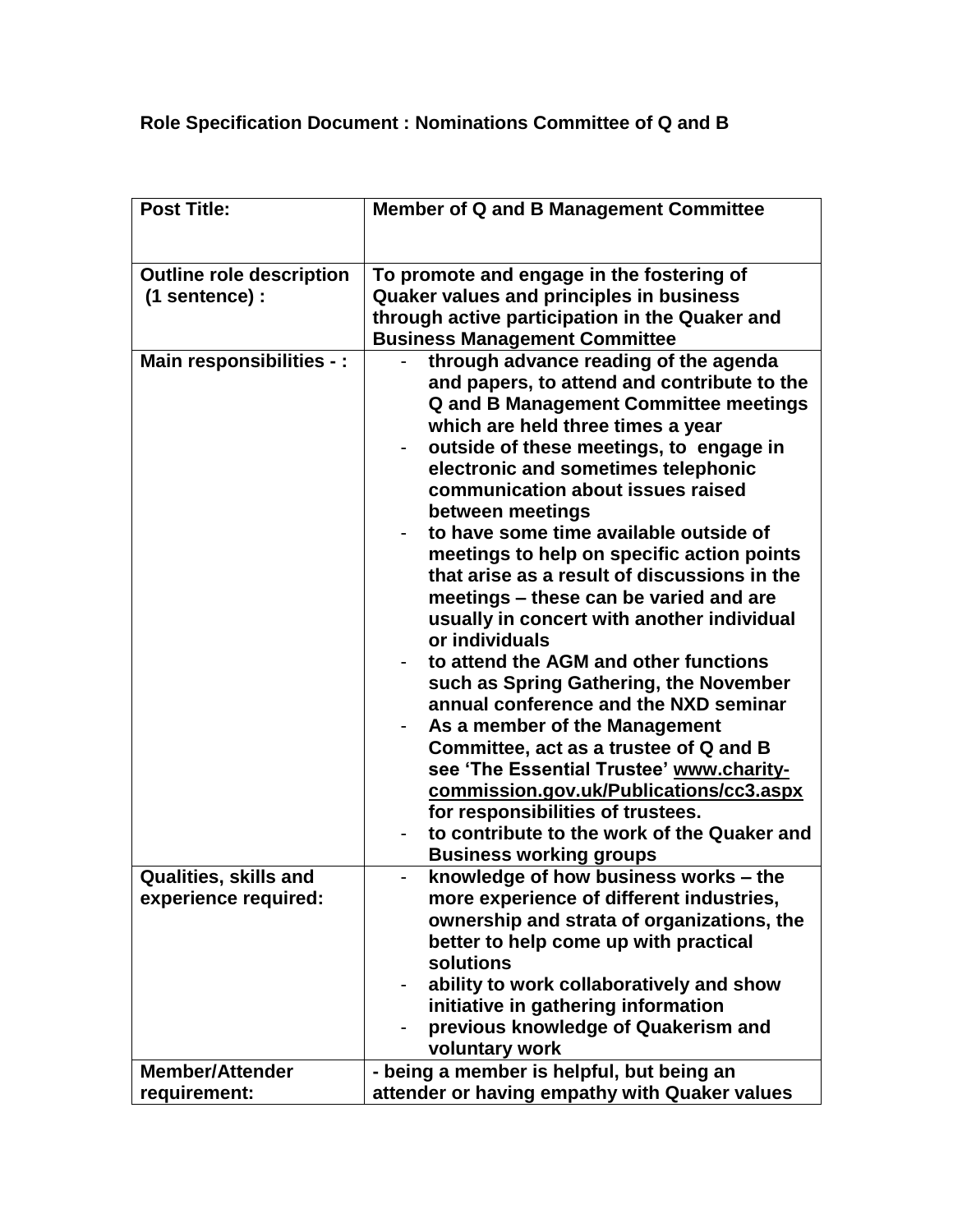**Role Specification Document : Nominations Committee of Q and B**

| **Post Title:** | **Member of Q and B Management Committee** |
| --- | --- |
| **Outline role description (1 sentence) :** | **To promote and engage in the fostering of Quaker values and principles in business through active participation in the Quaker and Business Management Committee** |
| **Main responsibilities - :** | - **through advance reading of the agenda and papers, to attend and contribute to the Q and B Management Committee meetings which are held three times a year**<br>- **outside of these meetings, to engage in electronic and sometimes telephonic communication about issues raised between meetings**<br>- **to have some time available outside of meetings to help on specific action points that arise as a result of discussions in the meetings – these can be varied and are usually in concert with another individual or individuals**<br>- **to attend the AGM and other functions such as Spring Gathering, the November annual conference and the NXD seminar**<br>- **As a member of the Management Committee, act as a trustee of Q and B see 'The Essential Trustee' www.charity-commission.gov.uk/Publications/cc3.aspx for responsibilities of trustees.**<br>- **to contribute to the work of the Quaker and Business working groups** |
| **Qualities, skills and experience required:** | - **knowledge of how business works – the more experience of different industries, ownership and strata of organizations, the better to help come up with practical solutions**<br>- **ability to work collaboratively and show initiative in gathering information**<br>- **previous knowledge of Quakerism and voluntary work** |
| **Member/Attender requirement:** | **- being a member is helpful, but being an attender or having empathy with Quaker values** |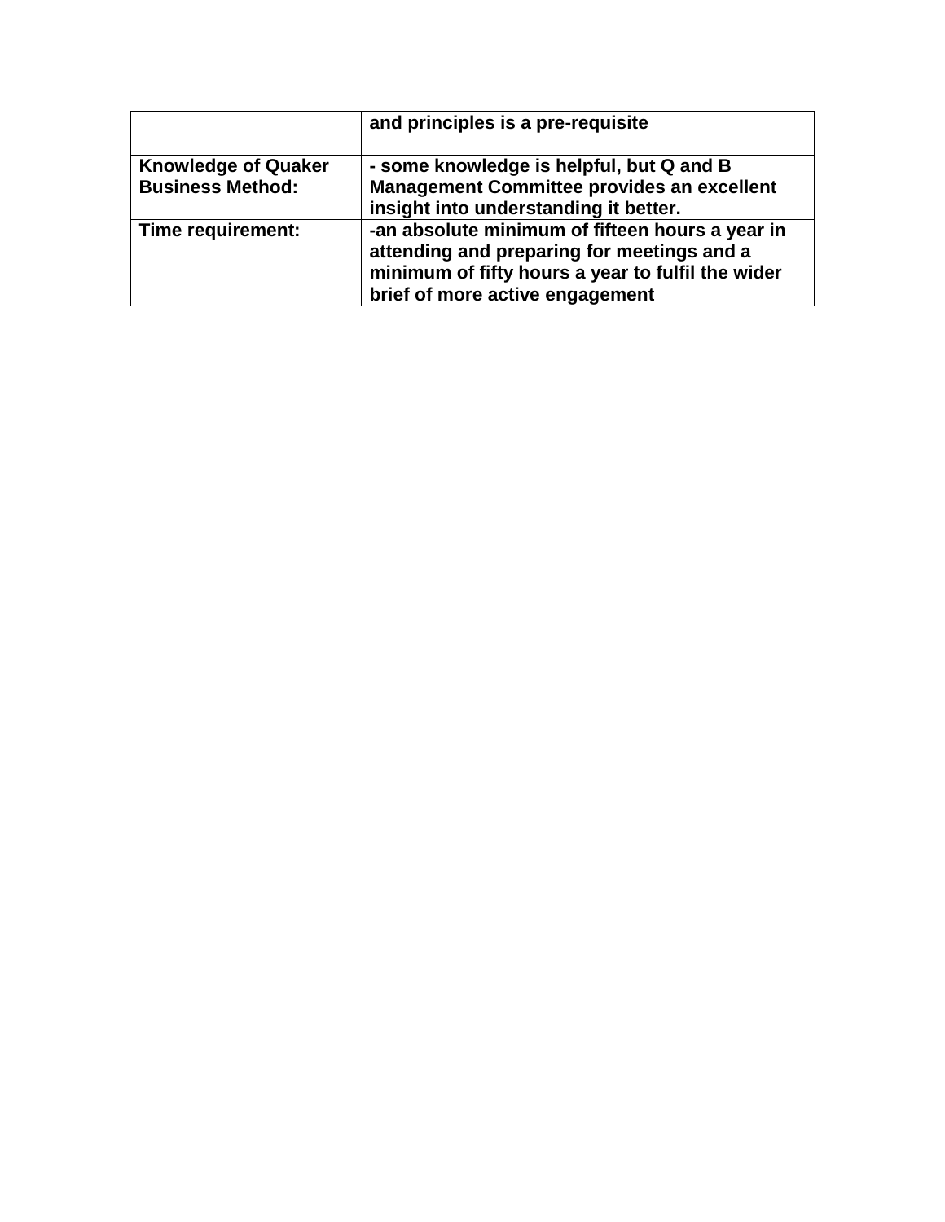| | |
|---|---|
| | **and principles is a pre-requisite** |
| **Knowledge of Quaker Business Method:** | **- some knowledge is helpful, but Q and B Management Committee provides an excellent insight into understanding it better.** |
| **Time requirement:** | **-an absolute minimum of fifteen hours a year in attending and preparing for meetings and a minimum of fifty hours a year to fulfil the wider brief of more active engagement** |